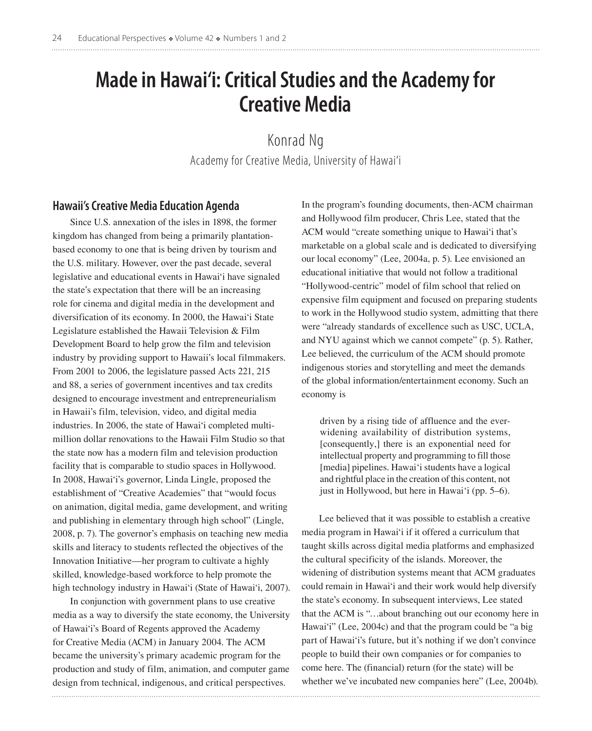# Made in Hawai'i: Critical Studies and the Academy for Creative Media

Konrad Ng

Academy for Creative Media, University of Hawai'i

## Hawaii's Creative Media Education Agenda

Since U.S. annexation of the isles in 1898, the former kingdom has changed from being a primarily plantation-based economy to one that is being driven by tourism and the U.S. military. However, over the past decade, several legislative and educational events in Hawai'i have signaled the state's expectation that there will be an increasing role for cinema and digital media in the development and diversification of its economy. In 2000, the Hawai'i State Legislature established the Hawaii Television & Film Development Board to help grow the film and television industry by providing support to Hawaii's local filmmakers. From 2001 to 2006, the legislature passed Acts 221, 215 and 88, a series of government incentives and tax credits designed to encourage investment and entrepreneurialism in Hawaii's film, television, video, and digital media industries. In 2006, the state of Hawai'i completed multi-million dollar renovations to the Hawaii Film Studio so that the state now has a modern film and television production facility that is comparable to studio spaces in Hollywood. In 2008, Hawai'i's governor, Linda Lingle, proposed the establishment of "Creative Academies" that "would focus on animation, digital media, game development, and writing and publishing in elementary through high school" (Lingle, 2008, p. 7). The governor's emphasis on teaching new media skills and literacy to students reflected the objectives of the Innovation Initiative—her program to cultivate a highly skilled, knowledge-based workforce to help promote the high technology industry in Hawai'i (State of Hawai'i, 2007).

In conjunction with government plans to use creative media as a way to diversify the state economy, the University of Hawai'i's Board of Regents approved the Academy for Creative Media (ACM) in January 2004. The ACM became the university's primary academic program for the production and study of film, animation, and computer game design from technical, indigenous, and critical perspectives. In the program's founding documents, then-ACM chairman and Hollywood film producer, Chris Lee, stated that the ACM would "create something unique to Hawai'i that's marketable on a global scale and is dedicated to diversifying our local economy" (Lee, 2004a, p. 5). Lee envisioned an educational initiative that would not follow a traditional "Hollywood-centric" model of film school that relied on expensive film equipment and focused on preparing students to work in the Hollywood studio system, admitting that there were "already standards of excellence such as USC, UCLA, and NYU against which we cannot compete" (p. 5). Rather, Lee believed, the curriculum of the ACM should promote indigenous stories and storytelling and meet the demands of the global information/entertainment economy. Such an economy is

> driven by a rising tide of affluence and the ever-widening availability of distribution systems, [consequently,] there is an exponential need for intellectual property and programming to fill those [media] pipelines. Hawai'i students have a logical and rightful place in the creation of this content, not just in Hollywood, but here in Hawai'i (pp. 5–6).

Lee believed that it was possible to establish a creative media program in Hawai'i if it offered a curriculum that taught skills across digital media platforms and emphasized the cultural specificity of the islands. Moreover, the widening of distribution systems meant that ACM graduates could remain in Hawai'i and their work would help diversify the state's economy. In subsequent interviews, Lee stated that the ACM is "…about branching out our economy here in Hawai'i" (Lee, 2004c) and that the program could be "a big part of Hawai'i's future, but it's nothing if we don't convince people to build their own companies or for companies to come here. The (financial) return (for the state) will be whether we've incubated new companies here" (Lee, 2004b).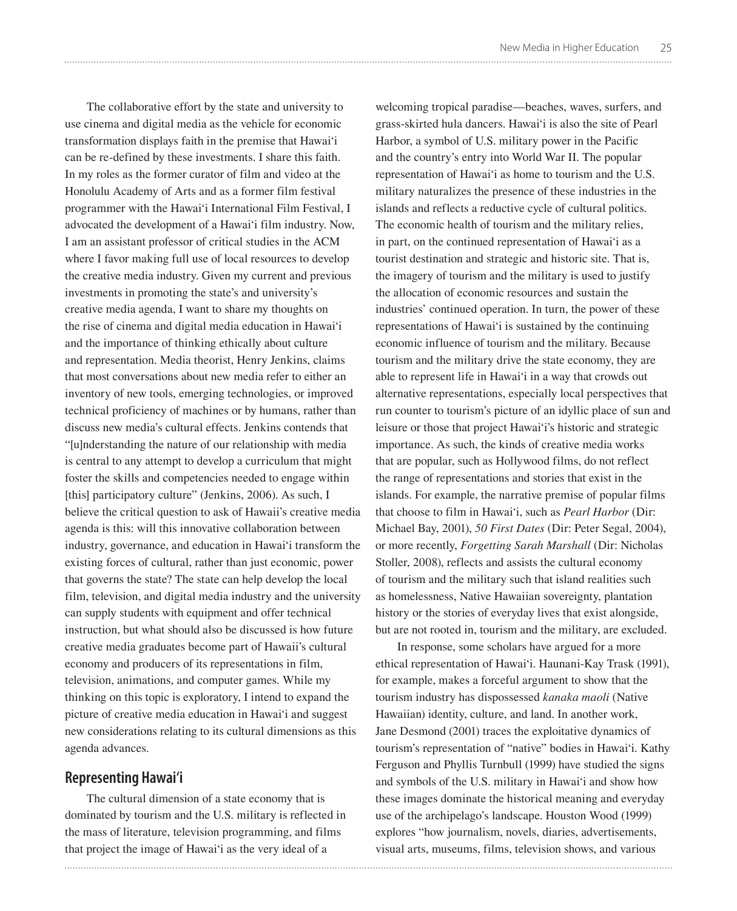The collaborative effort by the state and university to use cinema and digital media as the vehicle for economic transformation displays faith in the premise that Hawai'i can be re-defined by these investments. I share this faith. In my roles as the former curator of film and video at the Honolulu Academy of Arts and as a former film festival programmer with the Hawai'i International Film Festival, I advocated the development of a Hawai'i film industry. Now, I am an assistant professor of critical studies in the ACM where I favor making full use of local resources to develop the creative media industry. Given my current and previous investments in promoting the state's and university's creative media agenda, I want to share my thoughts on the rise of cinema and digital media education in Hawai'i and the importance of thinking ethically about culture and representation. Media theorist, Henry Jenkins, claims that most conversations about new media refer to either an inventory of new tools, emerging technologies, or improved technical proficiency of machines or by humans, rather than discuss new media's cultural effects. Jenkins contends that "[u]nderstanding the nature of our relationship with media is central to any attempt to develop a curriculum that might foster the skills and competencies needed to engage within [this] participatory culture" (Jenkins, 2006). As such, I believe the critical question to ask of Hawaii's creative media agenda is this: will this innovative collaboration between industry, governance, and education in Hawai'i transform the existing forces of cultural, rather than just economic, power that governs the state? The state can help develop the local film, television, and digital media industry and the university can supply students with equipment and offer technical instruction, but what should also be discussed is how future creative media graduates become part of Hawaii's cultural economy and producers of its representations in film, television, animations, and computer games. While my thinking on this topic is exploratory, I intend to expand the picture of creative media education in Hawai'i and suggest new considerations relating to its cultural dimensions as this agenda advances.

## Representing Hawai'i

The cultural dimension of a state economy that is dominated by tourism and the U.S. military is reflected in the mass of literature, television programming, and films that project the image of Hawai'i as the very ideal of a welcoming tropical paradise—beaches, waves, surfers, and grass-skirted hula dancers. Hawai'i is also the site of Pearl Harbor, a symbol of U.S. military power in the Pacific and the country's entry into World War II. The popular representation of Hawai'i as home to tourism and the U.S. military naturalizes the presence of these industries in the islands and reflects a reductive cycle of cultural politics. The economic health of tourism and the military relies, in part, on the continued representation of Hawai'i as a tourist destination and strategic and historic site. That is, the imagery of tourism and the military is used to justify the allocation of economic resources and sustain the industries' continued operation. In turn, the power of these representations of Hawai'i is sustained by the continuing economic influence of tourism and the military. Because tourism and the military drive the state economy, they are able to represent life in Hawai'i in a way that crowds out alternative representations, especially local perspectives that run counter to tourism's picture of an idyllic place of sun and leisure or those that project Hawai'i's historic and strategic importance. As such, the kinds of creative media works that are popular, such as Hollywood films, do not reflect the range of representations and stories that exist in the islands. For example, the narrative premise of popular films that choose to film in Hawai'i, such as *Pearl Harbor* (Dir: Michael Bay, 2001), *50 First Dates* (Dir: Peter Segal, 2004), or more recently, *Forgetting Sarah Marshall* (Dir: Nicholas Stoller, 2008), reflects and assists the cultural economy of tourism and the military such that island realities such as homelessness, Native Hawaiian sovereignty, plantation history or the stories of everyday lives that exist alongside, but are not rooted in, tourism and the military, are excluded.

In response, some scholars have argued for a more ethical representation of Hawai'i. Haunani-Kay Trask (1991), for example, makes a forceful argument to show that the tourism industry has dispossessed *kanaka maoli* (Native Hawaiian) identity, culture, and land. In another work, Jane Desmond (2001) traces the exploitative dynamics of tourism's representation of "native" bodies in Hawai'i. Kathy Ferguson and Phyllis Turnbull (1999) have studied the signs and symbols of the U.S. military in Hawai'i and show how these images dominate the historical meaning and everyday use of the archipelago's landscape. Houston Wood (1999) explores "how journalism, novels, diaries, advertisements, visual arts, museums, films, television shows, and various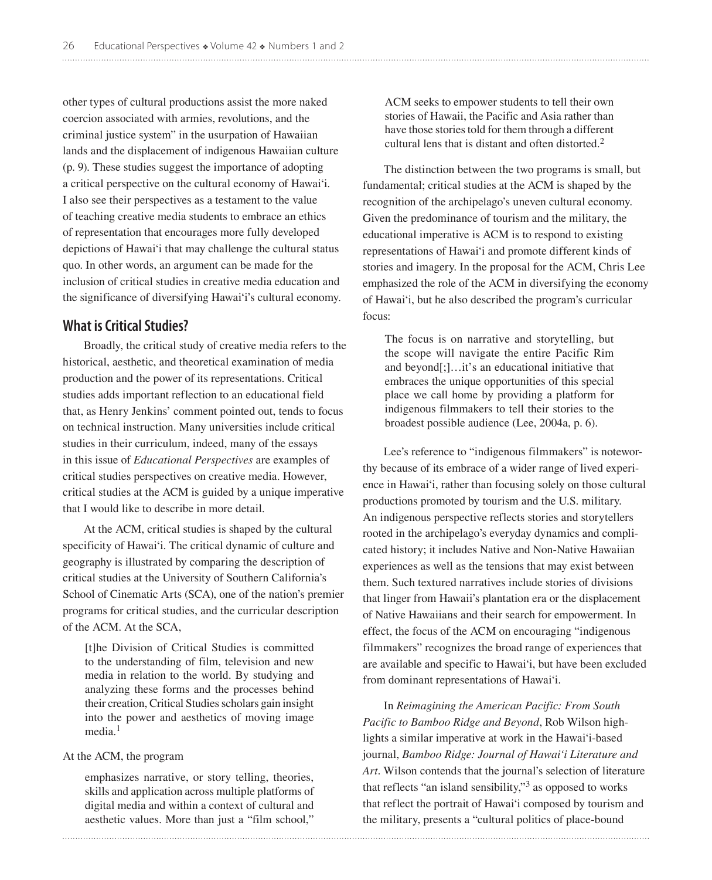other types of cultural productions assist the more naked coercion associated with armies, revolutions, and the criminal justice system" in the usurpation of Hawaiian lands and the displacement of indigenous Hawaiian culture (p. 9). These studies suggest the importance of adopting a critical perspective on the cultural economy of Hawaiʻi. I also see their perspectives as a testament to the value of teaching creative media students to embrace an ethics of representation that encourages more fully developed depictions of Hawaiʻi that may challenge the cultural status quo. In other words, an argument can be made for the inclusion of critical studies in creative media education and the significance of diversifying Hawaiʻi's cultural economy.

## What is Critical Studies?

Broadly, the critical study of creative media refers to the historical, aesthetic, and theoretical examination of media production and the power of its representations. Critical studies adds important reflection to an educational field that, as Henry Jenkins' comment pointed out, tends to focus on technical instruction. Many universities include critical studies in their curriculum, indeed, many of the essays in this issue of *Educational Perspectives* are examples of critical studies perspectives on creative media. However, critical studies at the ACM is guided by a unique imperative that I would like to describe in more detail.

At the ACM, critical studies is shaped by the cultural specificity of Hawaiʻi. The critical dynamic of culture and geography is illustrated by comparing the description of critical studies at the University of Southern California's School of Cinematic Arts (SCA), one of the nation's premier programs for critical studies, and the curricular description of the ACM. At the SCA,

> [t]he Division of Critical Studies is committed to the understanding of film, television and new media in relation to the world. By studying and analyzing these forms and the processes behind their creation, Critical Studies scholars gain insight into the power and aesthetics of moving image media.[1]

At the ACM, the program

> emphasizes narrative, or story telling, theories, skills and application across multiple platforms of digital media and within a context of cultural and aesthetic values. More than just a "film school," ACM seeks to empower students to tell their own stories of Hawaii, the Pacific and Asia rather than have those stories told for them through a different cultural lens that is distant and often distorted.[2]

The distinction between the two programs is small, but fundamental; critical studies at the ACM is shaped by the recognition of the archipelago's uneven cultural economy. Given the predominance of tourism and the military, the educational imperative is ACM is to respond to existing representations of Hawaiʻi and promote different kinds of stories and imagery. In the proposal for the ACM, Chris Lee emphasized the role of the ACM in diversifying the economy of Hawaiʻi, but he also described the program's curricular focus:

> The focus is on narrative and storytelling, but the scope will navigate the entire Pacific Rim and beyond[;]…it's an educational initiative that embraces the unique opportunities of this special place we call home by providing a platform for indigenous filmmakers to tell their stories to the broadest possible audience (Lee, 2004a, p. 6).

Lee's reference to "indigenous filmmakers" is noteworthy because of its embrace of a wider range of lived experience in Hawaiʻi, rather than focusing solely on those cultural productions promoted by tourism and the U.S. military. An indigenous perspective reflects stories and storytellers rooted in the archipelago's everyday dynamics and complicated history; it includes Native and Non-Native Hawaiian experiences as well as the tensions that may exist between them. Such textured narratives include stories of divisions that linger from Hawaii's plantation era or the displacement of Native Hawaiians and their search for empowerment. In effect, the focus of the ACM on encouraging "indigenous filmmakers" recognizes the broad range of experiences that are available and specific to Hawaiʻi, but have been excluded from dominant representations of Hawaiʻi.

In *Reimagining the American Pacific: From South Pacific to Bamboo Ridge and Beyond*, Rob Wilson highlights a similar imperative at work in the Hawaiʻi-based journal, *Bamboo Ridge: Journal of Hawaiʻi Literature and Art*. Wilson contends that the journal's selection of literature that reflects "an island sensibility,"[3] as opposed to works that reflect the portrait of Hawaiʻi composed by tourism and the military, presents a "cultural politics of place-bound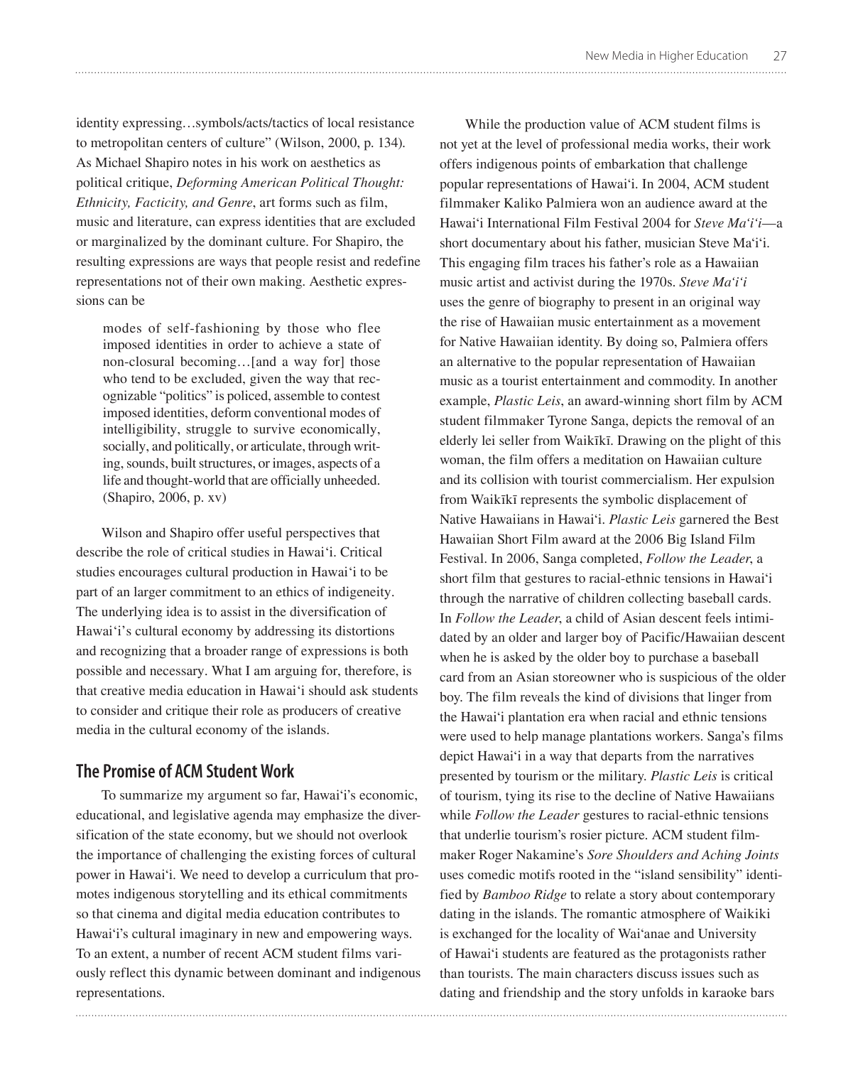identity expressing…symbols/acts/tactics of local resistance to metropolitan centers of culture" (Wilson, 2000, p. 134). As Michael Shapiro notes in his work on aesthetics as political critique, *Deforming American Political Thought: Ethnicity, Facticity, and Genre*, art forms such as film, music and literature, can express identities that are excluded or marginalized by the dominant culture. For Shapiro, the resulting expressions are ways that people resist and redefine representations not of their own making. Aesthetic expressions can be

> modes of self-fashioning by those who flee imposed identities in order to achieve a state of non-closural becoming…[and a way for] those who tend to be excluded, given the way that recognizable "politics" is policed, assemble to contest imposed identities, deform conventional modes of intelligibility, struggle to survive economically, socially, and politically, or articulate, through writing, sounds, built structures, or images, aspects of a life and thought-world that are officially unheeded. (Shapiro, 2006, p. xv)

Wilson and Shapiro offer useful perspectives that describe the role of critical studies in Hawai'i. Critical studies encourages cultural production in Hawai'i to be part of an larger commitment to an ethics of indigeneity. The underlying idea is to assist in the diversification of Hawai'i's cultural economy by addressing its distortions and recognizing that a broader range of expressions is both possible and necessary. What I am arguing for, therefore, is that creative media education in Hawai'i should ask students to consider and critique their role as producers of creative media in the cultural economy of the islands.

## The Promise of ACM Student Work

To summarize my argument so far, Hawai'i's economic, educational, and legislative agenda may emphasize the diversification of the state economy, but we should not overlook the importance of challenging the existing forces of cultural power in Hawai'i. We need to develop a curriculum that promotes indigenous storytelling and its ethical commitments so that cinema and digital media education contributes to Hawai'i's cultural imaginary in new and empowering ways. To an extent, a number of recent ACM student films variously reflect this dynamic between dominant and indigenous representations.

While the production value of ACM student films is not yet at the level of professional media works, their work offers indigenous points of embarkation that challenge popular representations of Hawai'i. In 2004, ACM student filmmaker Kaliko Palmiera won an audience award at the Hawai'i International Film Festival 2004 for *Steve Ma'i'i*—a short documentary about his father, musician Steve Ma'i'i. This engaging film traces his father's role as a Hawaiian music artist and activist during the 1970s. *Steve Ma'i'i* uses the genre of biography to present in an original way the rise of Hawaiian music entertainment as a movement for Native Hawaiian identity. By doing so, Palmiera offers an alternative to the popular representation of Hawaiian music as a tourist entertainment and commodity. In another example, *Plastic Leis*, an award-winning short film by ACM student filmmaker Tyrone Sanga, depicts the removal of an elderly lei seller from Waikīkī. Drawing on the plight of this woman, the film offers a meditation on Hawaiian culture and its collision with tourist commercialism. Her expulsion from Waikīkī represents the symbolic displacement of Native Hawaiians in Hawai'i. *Plastic Leis* garnered the Best Hawaiian Short Film award at the 2006 Big Island Film Festival. In 2006, Sanga completed, *Follow the Leader*, a short film that gestures to racial-ethnic tensions in Hawai'i through the narrative of children collecting baseball cards. In *Follow the Leader*, a child of Asian descent feels intimidated by an older and larger boy of Pacific/Hawaiian descent when he is asked by the older boy to purchase a baseball card from an Asian storeowner who is suspicious of the older boy. The film reveals the kind of divisions that linger from the Hawai'i plantation era when racial and ethnic tensions were used to help manage plantations workers. Sanga's films depict Hawai'i in a way that departs from the narratives presented by tourism or the military. *Plastic Leis* is critical of tourism, tying its rise to the decline of Native Hawaiians while *Follow the Leader* gestures to racial-ethnic tensions that underlie tourism's rosier picture. ACM student filmmaker Roger Nakamine's *Sore Shoulders and Aching Joints* uses comedic motifs rooted in the "island sensibility" identified by *Bamboo Ridge* to relate a story about contemporary dating in the islands. The romantic atmosphere of Waikiki is exchanged for the locality of Wai'anae and University of Hawai'i students are featured as the protagonists rather than tourists. The main characters discuss issues such as dating and friendship and the story unfolds in karaoke bars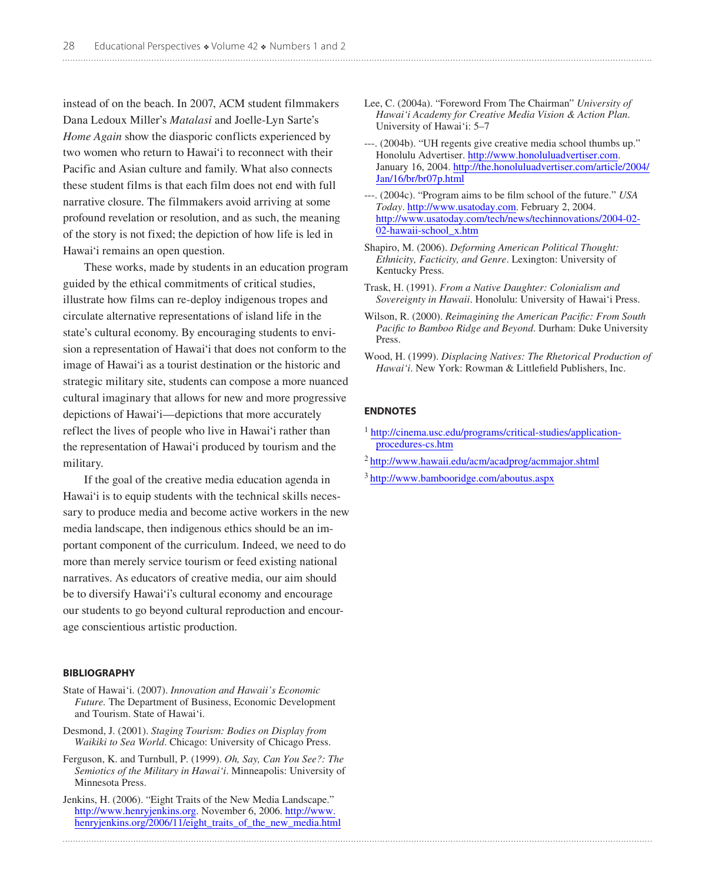instead of on the beach. In 2007, ACM student filmmakers Dana Ledoux Miller's *Matalasi* and Joelle-Lyn Sarte's *Home Again* show the diasporic conflicts experienced by two women who return to Hawai'i to reconnect with their Pacific and Asian culture and family. What also connects these student films is that each film does not end with full narrative closure. The filmmakers avoid arriving at some profound revelation or resolution, and as such, the meaning of the story is not fixed; the depiction of how life is led in Hawai'i remains an open question.

These works, made by students in an education program guided by the ethical commitments of critical studies, illustrate how films can re-deploy indigenous tropes and circulate alternative representations of island life in the state's cultural economy. By encouraging students to envision a representation of Hawai'i that does not conform to the image of Hawai'i as a tourist destination or the historic and strategic military site, students can compose a more nuanced cultural imaginary that allows for new and more progressive depictions of Hawai'i—depictions that more accurately reflect the lives of people who live in Hawai'i rather than the representation of Hawai'i produced by tourism and the military.

If the goal of the creative media education agenda in Hawai'i is to equip students with the technical skills necessary to produce media and become active workers in the new media landscape, then indigenous ethics should be an important component of the curriculum. Indeed, we need to do more than merely service tourism or feed existing national narratives. As educators of creative media, our aim should be to diversify Hawai'i's cultural economy and encourage our students to go beyond cultural reproduction and encourage conscientious artistic production.

## BIBLIOGRAPHY

State of Hawai'i. (2007). *Innovation and Hawaii's Economic Future.* The Department of Business, Economic Development and Tourism. State of Hawai'i.

Desmond, J. (2001). *Staging Tourism: Bodies on Display from Waikiki to Sea World*. Chicago: University of Chicago Press.

Ferguson, K. and Turnbull, P. (1999). *Oh, Say, Can You See?: The Semiotics of the Military in Hawai'i*. Minneapolis: University of Minnesota Press.

Jenkins, H. (2006). "Eight Traits of the New Media Landscape." http://www.henryjenkins.org. November 6, 2006. http://www.henryjenkins.org/2006/11/eight_traits_of_the_new_media.html

Lee, C. (2004a). "Foreword From The Chairman" *University of Hawai'i Academy for Creative Media Vision & Action Plan*. University of Hawai'i: 5–7

---. (2004b). "UH regents give creative media school thumbs up." Honolulu Advertiser. http://www.honoluluadvertiser.com. January 16, 2004. http://the.honoluluadvertiser.com/article/2004/Jan/16/br/br07p.html

---. (2004c). "Program aims to be film school of the future." *USA Today*. http://www.usatoday.com. February 2, 2004. http://www.usatoday.com/tech/news/techinnovations/2004-02-02-hawaii-school_x.htm

Shapiro, M. (2006). *Deforming American Political Thought: Ethnicity, Facticity, and Genre*. Lexington: University of Kentucky Press.

Trask, H. (1991). *From a Native Daughter: Colonialism and Sovereignty in Hawaii*. Honolulu: University of Hawai'i Press.

Wilson, R. (2000). *Reimagining the American Pacific: From South Pacific to Bamboo Ridge and Beyond*. Durham: Duke University Press.

Wood, H. (1999). *Displacing Natives: The Rhetorical Production of Hawai'i*. New York: Rowman & Littlefield Publishers, Inc.

## ENDNOTES

[1] http://cinema.usc.edu/programs/critical-studies/application-procedures-cs.htm

[2] http://www.hawaii.edu/acm/acadprog/acmmajor.shtml

[3] http://www.bambooridge.com/aboutus.aspx